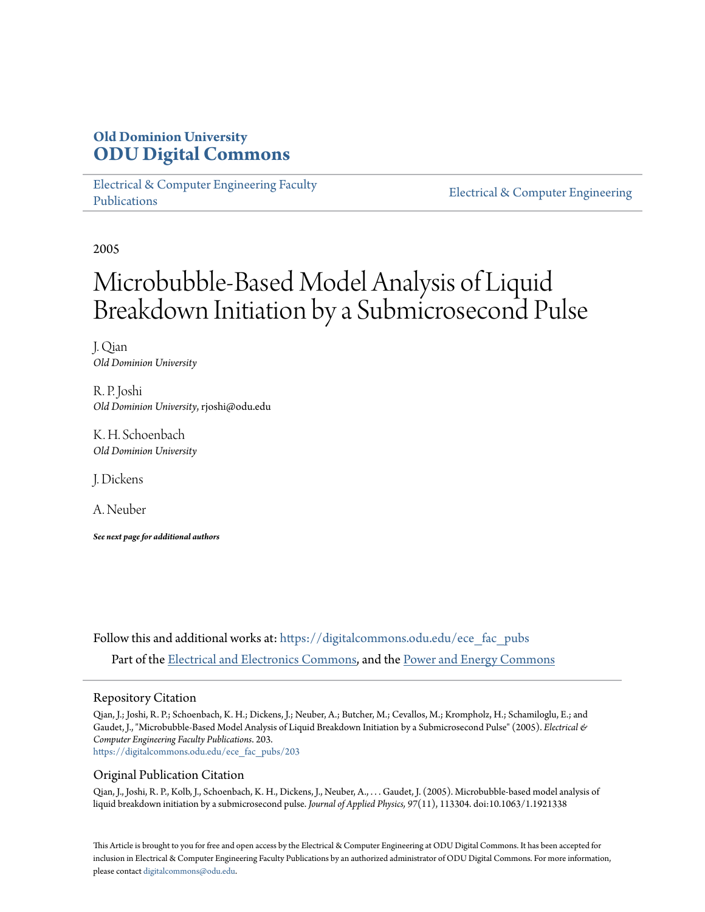# Old Dominion University
# ODU Digital Commons

Electrical & Computer Engineering Faculty Publications

Electrical & Computer Engineering

2005

# Microbubble-Based Model Analysis of Liquid Breakdown Initiation by a Submicrosecond Pulse

J. Qian
*Old Dominion University*

R. P. Joshi
*Old Dominion University*, rjoshi@odu.edu

K. H. Schoenbach
*Old Dominion University*

J. Dickens

A. Neuber

***See next page for additional authors***

Follow this and additional works at: https://digitalcommons.odu.edu/ece_fac_pubs

Part of the Electrical and Electronics Commons, and the Power and Energy Commons

## Repository Citation

Qian, J.; Joshi, R. P.; Schoenbach, K. H.; Dickens, J.; Neuber, A.; Butcher, M.; Cevallos, M.; Krompholz, H.; Schamiloglu, E.; and Gaudet, J., "Microbubble-Based Model Analysis of Liquid Breakdown Initiation by a Submicrosecond Pulse" (2005). *Electrical & Computer Engineering Faculty Publications*. 203.
https://digitalcommons.odu.edu/ece_fac_pubs/203

## Original Publication Citation

Qian, J., Joshi, R. P., Kolb, J., Schoenbach, K. H., Dickens, J., Neuber, A., . . . Gaudet, J. (2005). Microbubble-based model analysis of liquid breakdown initiation by a submicrosecond pulse. *Journal of Applied Physics, 97*(11), 113304. doi:10.1063/1.1921338

This Article is brought to you for free and open access by the Electrical & Computer Engineering at ODU Digital Commons. It has been accepted for inclusion in Electrical & Computer Engineering Faculty Publications by an authorized administrator of ODU Digital Commons. For more information, please contact digitalcommons@odu.edu.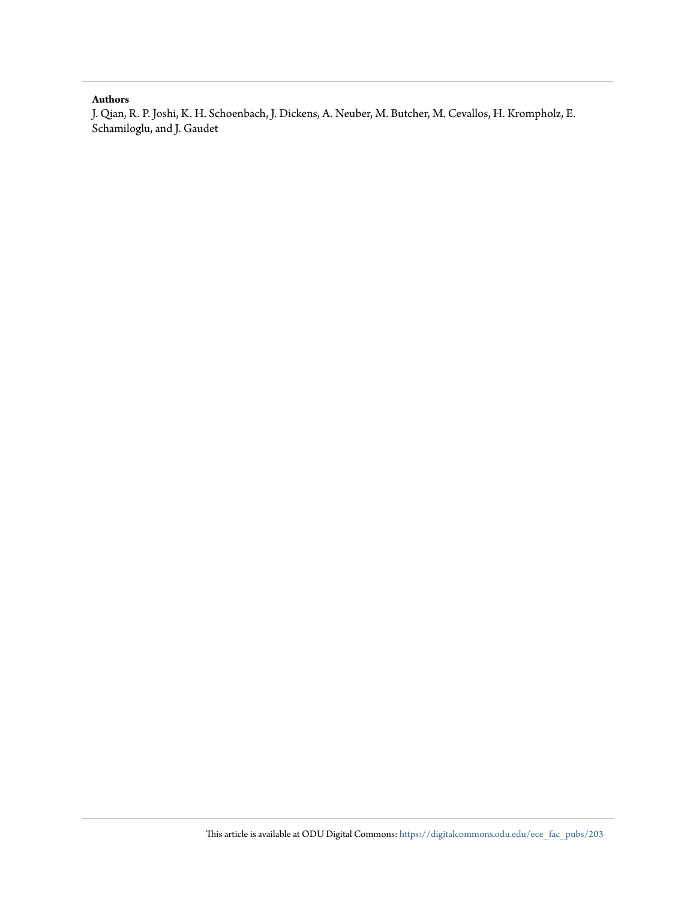**Authors**

J. Qian, R. P. Joshi, K. H. Schoenbach, J. Dickens, A. Neuber, M. Butcher, M. Cevallos, H. Krompholz, E. Schamiloglu, and J. Gaudet

This article is available at ODU Digital Commons: https://digitalcommons.odu.edu/ece_fac_pubs/203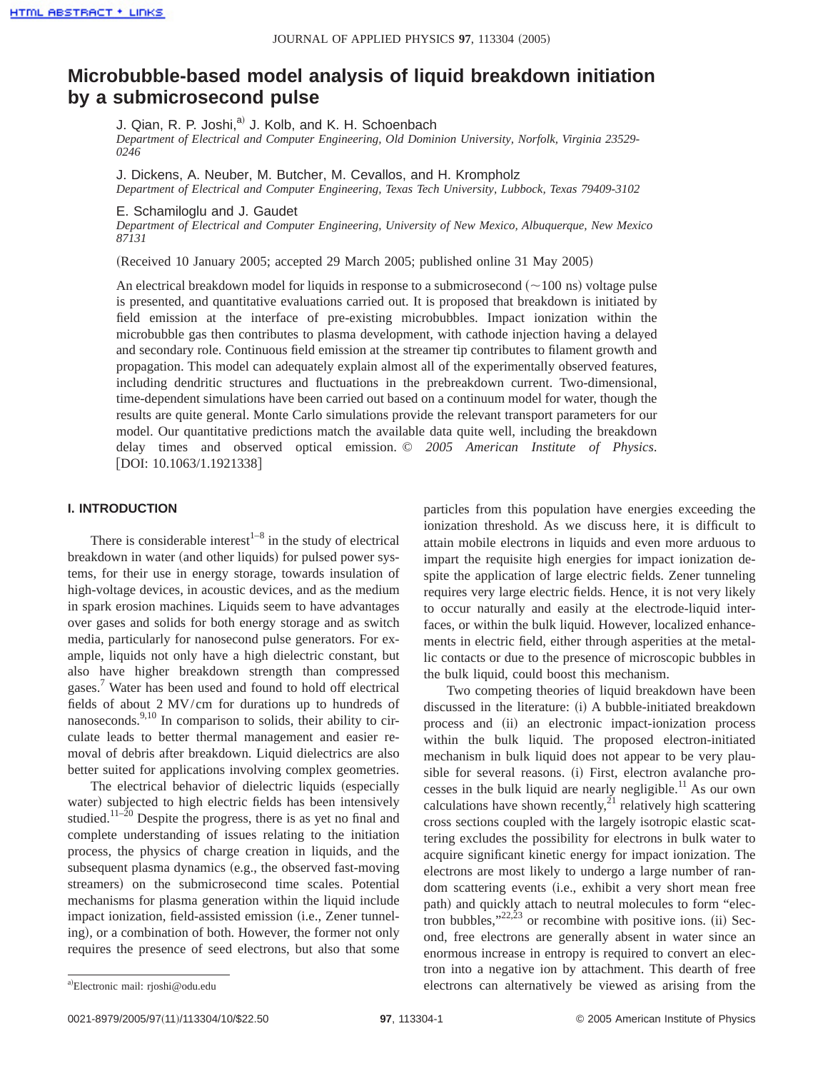# Microbubble-based model analysis of liquid breakdown initiation by a submicrosecond pulse

J. Qian, R. P. Joshi,[a] J. Kolb, and K. H. Schoenbach
*Department of Electrical and Computer Engineering, Old Dominion University, Norfolk, Virginia 23529-0246*

J. Dickens, A. Neuber, M. Butcher, M. Cevallos, and H. Krompholz
*Department of Electrical and Computer Engineering, Texas Tech University, Lubbock, Texas 79409-3102*

E. Schamiloglu and J. Gaudet
*Department of Electrical and Computer Engineering, University of New Mexico, Albuquerque, New Mexico 87131*

(Received 10 January 2005; accepted 29 March 2005; published online 31 May 2005)

An electrical breakdown model for liquids in response to a submicrosecond (~100 ns) voltage pulse is presented, and quantitative evaluations carried out. It is proposed that breakdown is initiated by field emission at the interface of pre-existing microbubbles. Impact ionization within the microbubble gas then contributes to plasma development, with cathode injection having a delayed and secondary role. Continuous field emission at the streamer tip contributes to filament growth and propagation. This model can adequately explain almost all of the experimentally observed features, including dendritic structures and fluctuations in the prebreakdown current. Two-dimensional, time-dependent simulations have been carried out based on a continuum model for water, though the results are quite general. Monte Carlo simulations provide the relevant transport parameters for our model. Our quantitative predictions match the available data quite well, including the breakdown delay times and observed optical emission. © *2005 American Institute of Physics.* [DOI: 10.1063/1.1921338]

## I. INTRODUCTION

There is considerable interest[1–8] in the study of electrical breakdown in water (and other liquids) for pulsed power systems, for their use in energy storage, towards insulation of high-voltage devices, in acoustic devices, and as the medium in spark erosion machines. Liquids seem to have advantages over gases and solids for both energy storage and as switch media, particularly for nanosecond pulse generators. For example, liquids not only have a high dielectric constant, but also have higher breakdown strength than compressed gases.[7] Water has been used and found to hold off electrical fields of about 2 MV/cm for durations up to hundreds of nanoseconds.[9,10] In comparison to solids, their ability to circulate leads to better thermal management and easier removal of debris after breakdown. Liquid dielectrics are also better suited for applications involving complex geometries.

The electrical behavior of dielectric liquids (especially water) subjected to high electric fields has been intensively studied.[11–20] Despite the progress, there is as yet no final and complete understanding of issues relating to the initiation process, the physics of charge creation in liquids, and the subsequent plasma dynamics (e.g., the observed fast-moving streamers) on the submicrosecond time scales. Potential mechanisms for plasma generation within the liquid include impact ionization, field-assisted emission (i.e., Zener tunneling), or a combination of both. However, the former not only requires the presence of seed electrons, but also that some particles from this population have energies exceeding the ionization threshold. As we discuss here, it is difficult to attain mobile electrons in liquids and even more arduous to impart the requisite high energies for impact ionization despite the application of large electric fields. Zener tunneling requires very large electric fields. Hence, it is not very likely to occur naturally and easily at the electrode-liquid interfaces, or within the bulk liquid. However, localized enhancements in electric field, either through asperities at the metallic contacts or due to the presence of microscopic bubbles in the bulk liquid, could boost this mechanism.

Two competing theories of liquid breakdown have been discussed in the literature: (i) A bubble-initiated breakdown process and (ii) an electronic impact-ionization process within the bulk liquid. The proposed electron-initiated mechanism in bulk liquid does not appear to be very plausible for several reasons. (i) First, electron avalanche processes in the bulk liquid are nearly negligible.[11] As our own calculations have shown recently,[21] relatively high scattering cross sections coupled with the largely isotropic elastic scattering excludes the possibility for electrons in bulk water to acquire significant kinetic energy for impact ionization. The electrons are most likely to undergo a large number of random scattering events (i.e., exhibit a very short mean free path) and quickly attach to neutral molecules to form "electron bubbles,"[22,23] or recombine with positive ions. (ii) Second, free electrons are generally absent in water since an enormous increase in entropy is required to convert an electron into a negative ion by attachment. This dearth of free electrons can alternatively be viewed as arising from the

[a]Electronic mail: rjoshi@odu.edu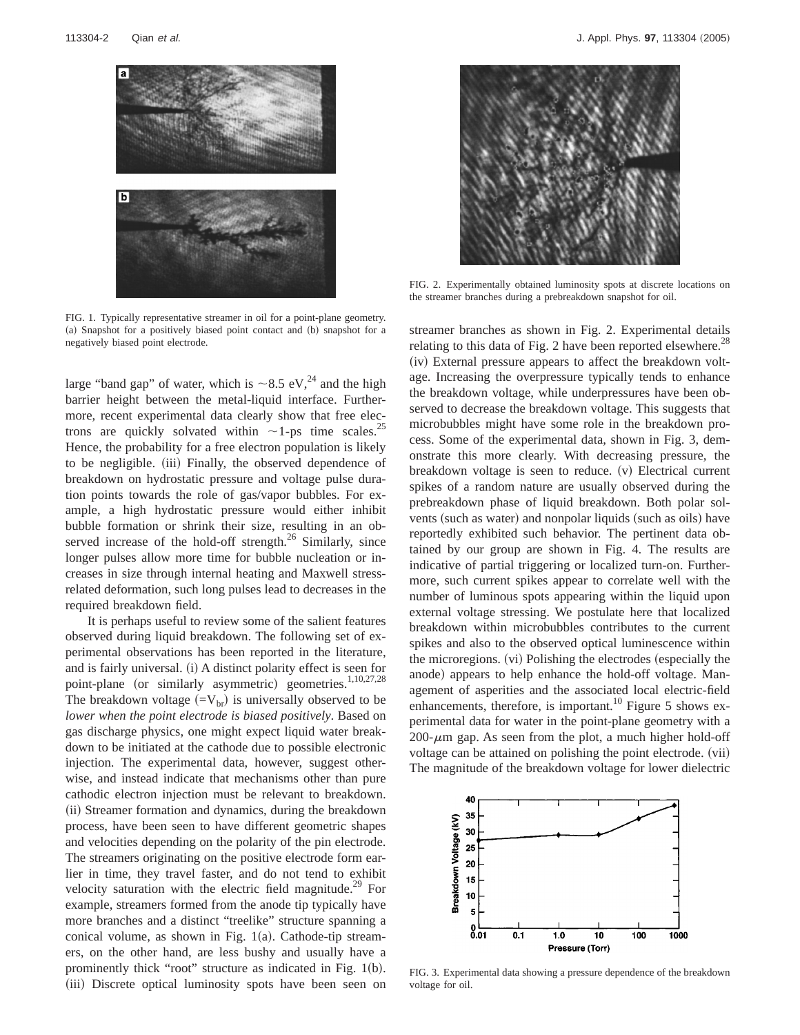FIG. 1. Typically representative streamer in oil for a point-plane geometry. (a) Snapshot for a positively biased point contact and (b) snapshot for a negatively biased point electrode.

large "band gap" of water, which is ~8.5 eV,[24] and the high barrier height between the metal-liquid interface. Furthermore, recent experimental data clearly show that free electrons are quickly solvated within ~1-ps time scales.[25] Hence, the probability for a free electron population is likely to be negligible. (iii) Finally, the observed dependence of breakdown on hydrostatic pressure and voltage pulse duration points towards the role of gas/vapor bubbles. For example, a high hydrostatic pressure would either inhibit bubble formation or shrink their size, resulting in an observed increase of the hold-off strength.[26] Similarly, since longer pulses allow more time for bubble nucleation or increases in size through internal heating and Maxwell stress-related deformation, such long pulses lead to decreases in the required breakdown field.

It is perhaps useful to review some of the salient features observed during liquid breakdown. The following set of experimental observations has been reported in the literature, and is fairly universal. (i) A distinct polarity effect is seen for point-plane (or similarly asymmetric) geometries.[1,10,27,28] The breakdown voltage ($=V_{br}$) is universally observed to be *lower when the point electrode is biased positively*. Based on gas discharge physics, one might expect liquid water breakdown to be initiated at the cathode due to possible electronic injection. The experimental data, however, suggest otherwise, and instead indicate that mechanisms other than pure cathodic electron injection must be relevant to breakdown. (ii) Streamer formation and dynamics, during the breakdown process, have been seen to have different geometric shapes and velocities depending on the polarity of the pin electrode. The streamers originating on the positive electrode form earlier in time, they travel faster, and do not tend to exhibit velocity saturation with the electric field magnitude.[29] For example, streamers formed from the anode tip typically have more branches and a distinct "treelike" structure spanning a conical volume, as shown in Fig. 1(a). Cathode-tip streamers, on the other hand, are less bushy and usually have a prominently thick "root" structure as indicated in Fig. 1(b). (iii) Discrete optical luminosity spots have been seen on streamer branches as shown in Fig. 2. Experimental details relating to this data of Fig. 2 have been reported elsewhere.[28] (iv) External pressure appears to affect the breakdown voltage. Increasing the overpressure typically tends to enhance the breakdown voltage, while underpressures have been observed to decrease the breakdown voltage. This suggests that microbubbles might have some role in the breakdown process. Some of the experimental data, shown in Fig. 3, demonstrate this more clearly. With decreasing pressure, the breakdown voltage is seen to reduce. (v) Electrical current spikes of a random nature are usually observed during the prebreakdown phase of liquid breakdown. Both polar solvents (such as water) and nonpolar liquids (such as oils) have reportedly exhibited such behavior. The pertinent data obtained by our group are shown in Fig. 4. The results are indicative of partial triggering or localized turn-on. Furthermore, such current spikes appear to correlate well with the number of luminous spots appearing within the liquid upon external voltage stressing. We postulate here that localized breakdown within microbubbles contributes to the current spikes and also to the observed optical luminescence within the microregions. (vi) Polishing the electrodes (especially the anode) appears to help enhance the hold-off voltage. Management of asperities and the associated local electric-field enhancements, therefore, is important.[10] Figure 5 shows experimental data for water in the point-plane geometry with a 200-$\mu$m gap. As seen from the plot, a much higher hold-off voltage can be attained on polishing the point electrode. (vii) The magnitude of the breakdown voltage for lower dielectric

FIG. 2. Experimentally obtained luminosity spots at discrete locations on the streamer branches during a prebreakdown snapshot for oil.

FIG. 3. Experimental data showing a pressure dependence of the breakdown voltage for oil.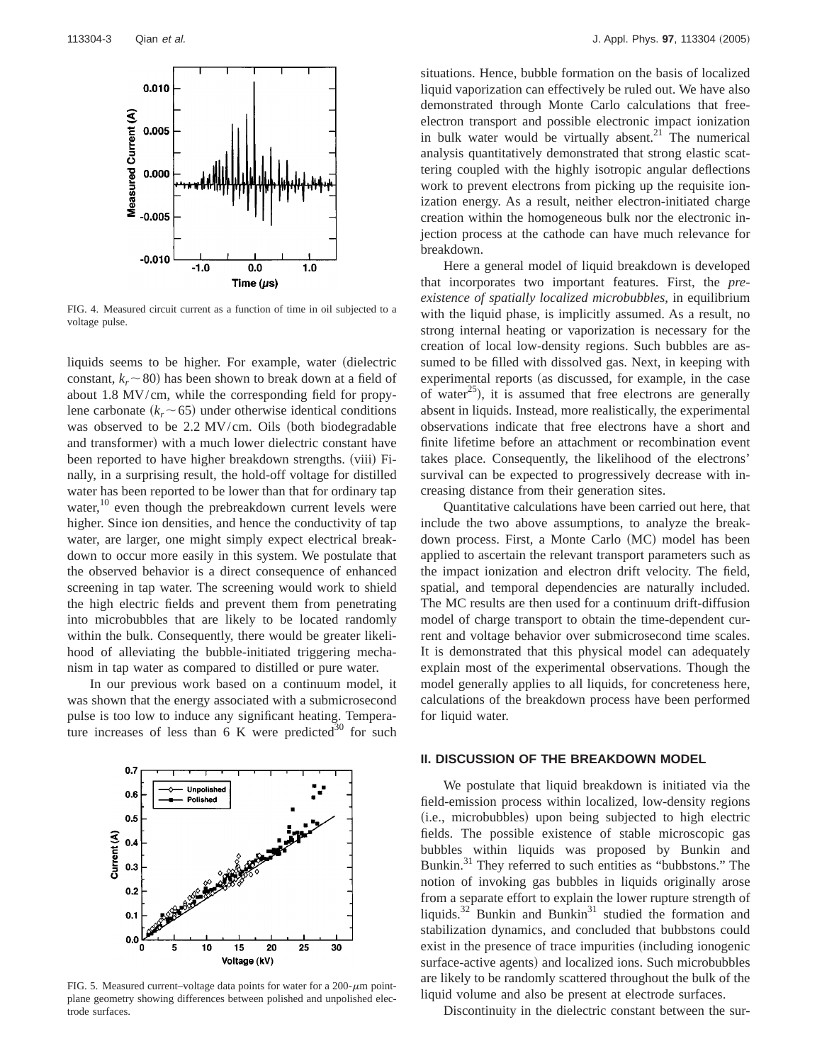FIG. 4. Measured circuit current as a function of time in oil subjected to a voltage pulse.

liquids seems to be higher. For example, water (dielectric constant, $k_r \sim 80$) has been shown to break down at a field of about 1.8 MV/cm, while the corresponding field for propylene carbonate ($k_r \sim 65$) under otherwise identical conditions was observed to be 2.2 MV/cm. Oils (both biodegradable and transformer) with a much lower dielectric constant have been reported to have higher breakdown strengths. (viii) Finally, in a surprising result, the hold-off voltage for distilled water has been reported to be lower than that for ordinary tap water,[10] even though the prebreakdown current levels were higher. Since ion densities, and hence the conductivity of tap water, are larger, one might simply expect electrical breakdown to occur more easily in this system. We postulate that the observed behavior is a direct consequence of enhanced screening in tap water. The screening would work to shield the high electric fields and prevent them from penetrating into microbubbles that are likely to be located randomly within the bulk. Consequently, there would be greater likelihood of alleviating the bubble-initiated triggering mechanism in tap water as compared to distilled or pure water.

In our previous work based on a continuum model, it was shown that the energy associated with a submicrosecond pulse is too low to induce any significant heating. Temperature increases of less than 6 K were predicted[30] for such situations. Hence, bubble formation on the basis of localized liquid vaporization can effectively be ruled out. We have also demonstrated through Monte Carlo calculations that free-electron transport and possible electronic impact ionization in bulk water would be virtually absent.[21] The numerical analysis quantitatively demonstrated that strong elastic scattering coupled with the highly isotropic angular deflections work to prevent electrons from picking up the requisite ionization energy. As a result, neither electron-initiated charge creation within the homogeneous bulk nor the electronic injection process at the cathode can have much relevance for breakdown.

FIG. 5. Measured current–voltage data points for water for a 200-$\mu$m point-plane geometry showing differences between polished and unpolished electrode surfaces.

Here a general model of liquid breakdown is developed that incorporates two important features. First, the *preexistence of spatially localized microbubbles*, in equilibrium with the liquid phase, is implicitly assumed. As a result, no strong internal heating or vaporization is necessary for the creation of local low-density regions. Such bubbles are assumed to be filled with dissolved gas. Next, in keeping with experimental reports (as discussed, for example, in the case of water[25]), it is assumed that free electrons are generally absent in liquids. Instead, more realistically, the experimental observations indicate that free electrons have a short and finite lifetime before an attachment or recombination event takes place. Consequently, the likelihood of the electrons' survival can be expected to progressively decrease with increasing distance from their generation sites.

Quantitative calculations have been carried out here, that include the two above assumptions, to analyze the breakdown process. First, a Monte Carlo (MC) model has been applied to ascertain the relevant transport parameters such as the impact ionization and electron drift velocity. The field, spatial, and temporal dependencies are naturally included. The MC results are then used for a continuum drift-diffusion model of charge transport to obtain the time-dependent current and voltage behavior over submicrosecond time scales. It is demonstrated that this physical model can adequately explain most of the experimental observations. Though the model generally applies to all liquids, for concreteness here, calculations of the breakdown process have been performed for liquid water.

## II. DISCUSSION OF THE BREAKDOWN MODEL

We postulate that liquid breakdown is initiated via the field-emission process within localized, low-density regions (i.e., microbubbles) upon being subjected to high electric fields. The possible existence of stable microscopic gas bubbles within liquids was proposed by Bunkin and Bunkin.[31] They referred to such entities as "bubbstons." The notion of invoking gas bubbles in liquids originally arose from a separate effort to explain the lower rupture strength of liquids.[32] Bunkin and Bunkin[31] studied the formation and stabilization dynamics, and concluded that bubbstons could exist in the presence of trace impurities (including ionogenic surface-active agents) and localized ions. Such microbubbles are likely to be randomly scattered throughout the bulk of the liquid volume and also be present at electrode surfaces.

Discontinuity in the dielectric constant between the sur-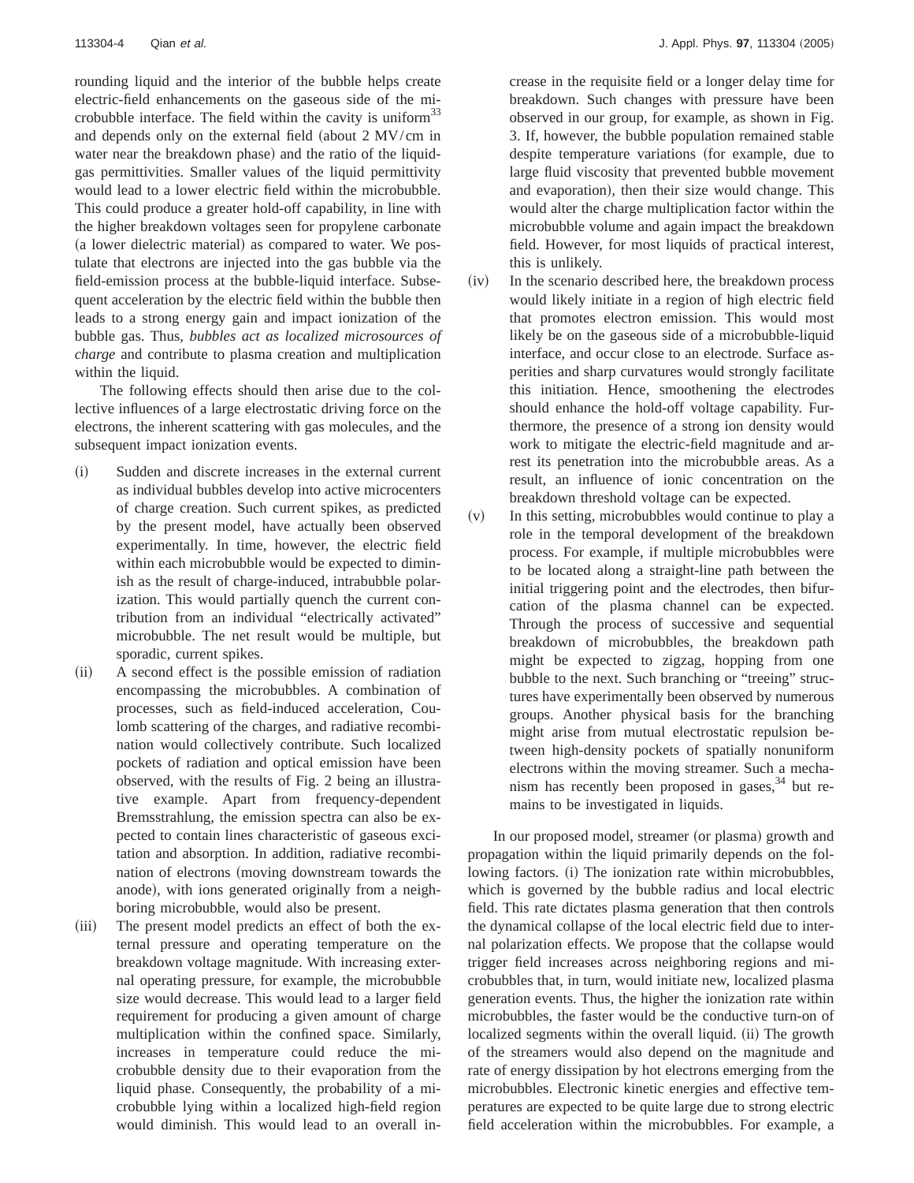rounding liquid and the interior of the bubble helps create electric-field enhancements on the gaseous side of the microbubble interface. The field within the cavity is uniform[33] and depends only on the external field (about 2 MV/cm in water near the breakdown phase) and the ratio of the liquid-gas permittivities. Smaller values of the liquid permittivity would lead to a lower electric field within the microbubble. This could produce a greater hold-off capability, in line with the higher breakdown voltages seen for propylene carbonate (a lower dielectric material) as compared to water. We postulate that electrons are injected into the gas bubble via the field-emission process at the bubble-liquid interface. Subsequent acceleration by the electric field within the bubble then leads to a strong energy gain and impact ionization of the bubble gas. Thus, *bubbles act as localized microsources of charge* and contribute to plasma creation and multiplication within the liquid.

The following effects should then arise due to the collective influences of a large electrostatic driving force on the electrons, the inherent scattering with gas molecules, and the subsequent impact ionization events.

(i) Sudden and discrete increases in the external current as individual bubbles develop into active microcenters of charge creation. Such current spikes, as predicted by the present model, have actually been observed experimentally. In time, however, the electric field within each microbubble would be expected to diminish as the result of charge-induced, intrabubble polarization. This would partially quench the current contribution from an individual "electrically activated" microbubble. The net result would be multiple, but sporadic, current spikes.

(ii) A second effect is the possible emission of radiation encompassing the microbubbles. A combination of processes, such as field-induced acceleration, Coulomb scattering of the charges, and radiative recombination would collectively contribute. Such localized pockets of radiation and optical emission have been observed, with the results of Fig. 2 being an illustrative example. Apart from frequency-dependent Bremsstrahlung, the emission spectra can also be expected to contain lines characteristic of gaseous excitation and absorption. In addition, radiative recombination of electrons (moving downstream towards the anode), with ions generated originally from a neighboring microbubble, would also be present.

(iii) The present model predicts an effect of both the external pressure and operating temperature on the breakdown voltage magnitude. With increasing external operating pressure, for example, the microbubble size would decrease. This would lead to a larger field requirement for producing a given amount of charge multiplication within the confined space. Similarly, increases in temperature could reduce the microbubble density due to their evaporation from the liquid phase. Consequently, the probability of a microbubble lying within a localized high-field region would diminish. This would lead to an overall increase in the requisite field or a longer delay time for breakdown. Such changes with pressure have been observed in our group, for example, as shown in Fig. 3. If, however, the bubble population remained stable despite temperature variations (for example, due to large fluid viscosity that prevented bubble movement and evaporation), then their size would change. This would alter the charge multiplication factor within the microbubble volume and again impact the breakdown field. However, for most liquids of practical interest, this is unlikely.

(iv) In the scenario described here, the breakdown process would likely initiate in a region of high electric field that promotes electron emission. This would most likely be on the gaseous side of a microbubble-liquid interface, and occur close to an electrode. Surface asperities and sharp curvatures would strongly facilitate this initiation. Hence, smoothening the electrodes should enhance the hold-off voltage capability. Furthermore, the presence of a strong ion density would work to mitigate the electric-field magnitude and arrest its penetration into the microbubble areas. As a result, an influence of ionic concentration on the breakdown threshold voltage can be expected.

(v) In this setting, microbubbles would continue to play a role in the temporal development of the breakdown process. For example, if multiple microbubbles were to be located along a straight-line path between the initial triggering point and the electrodes, then bifurcation of the plasma channel can be expected. Through the process of successive and sequential breakdown of microbubbles, the breakdown path might be expected to zigzag, hopping from one bubble to the next. Such branching or "treeing" structures have experimentally been observed by numerous groups. Another physical basis for the branching might arise from mutual electrostatic repulsion between high-density pockets of spatially nonuniform electrons within the moving streamer. Such a mechanism has recently been proposed in gases,[34] but remains to be investigated in liquids.

In our proposed model, streamer (or plasma) growth and propagation within the liquid primarily depends on the following factors. (i) The ionization rate within microbubbles, which is governed by the bubble radius and local electric field. This rate dictates plasma generation that then controls the dynamical collapse of the local electric field due to internal polarization effects. We propose that the collapse would trigger field increases across neighboring regions and microbubbles that, in turn, would initiate new, localized plasma generation events. Thus, the higher the ionization rate within microbubbles, the faster would be the conductive turn-on of localized segments within the overall liquid. (ii) The growth of the streamers would also depend on the magnitude and rate of energy dissipation by hot electrons emerging from the microbubbles. Electronic kinetic energies and effective temperatures are expected to be quite large due to strong electric field acceleration within the microbubbles. For example, a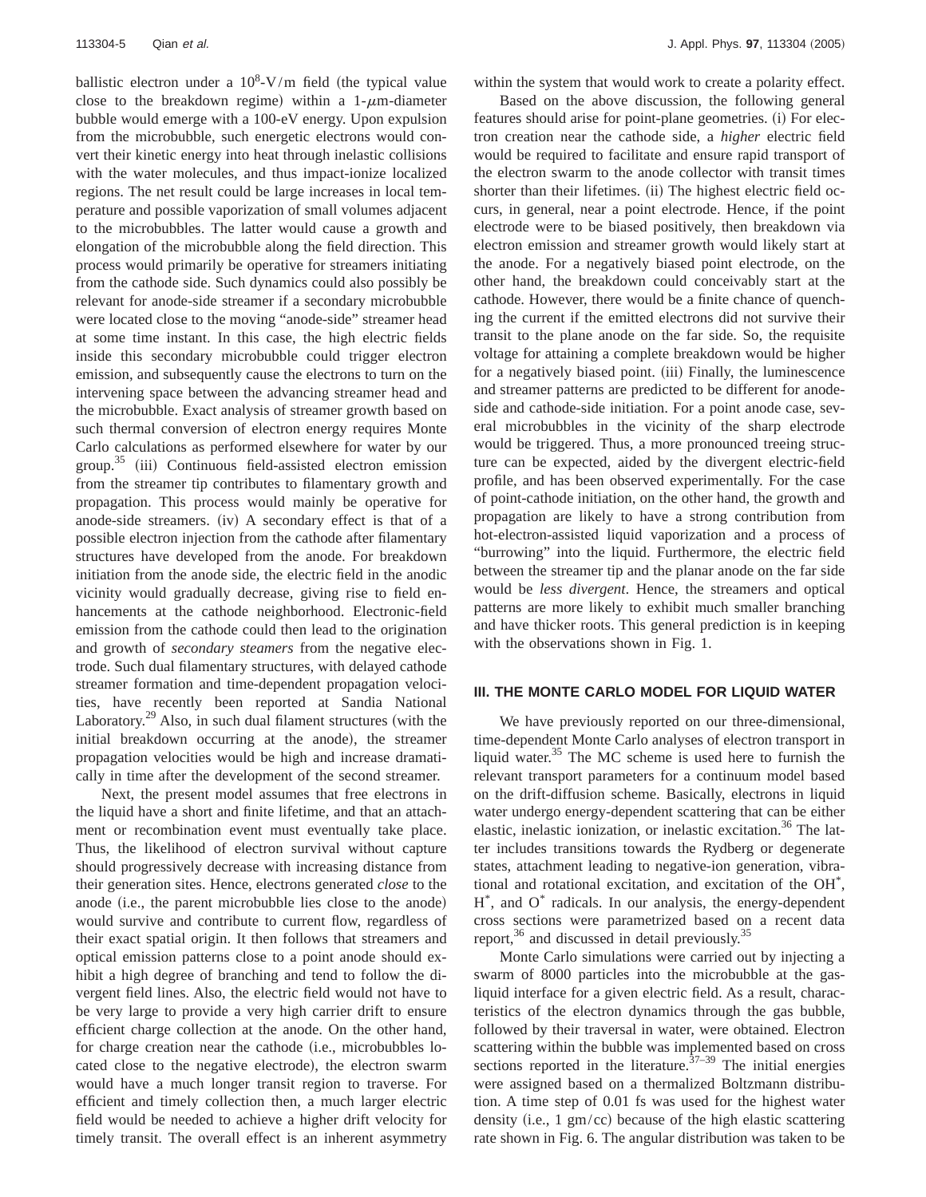ballistic electron under a $10^8$-V/m field (the typical value close to the breakdown regime) within a 1-$\mu$m-diameter bubble would emerge with a 100-eV energy. Upon expulsion from the microbubble, such energetic electrons would convert their kinetic energy into heat through inelastic collisions with the water molecules, and thus impact-ionize localized regions. The net result could be large increases in local temperature and possible vaporization of small volumes adjacent to the microbubbles. The latter would cause a growth and elongation of the microbubble along the field direction. This process would primarily be operative for streamers initiating from the cathode side. Such dynamics could also possibly be relevant for anode-side streamer if a secondary microbubble were located close to the moving "anode-side" streamer head at some time instant. In this case, the high electric fields inside this secondary microbubble could trigger electron emission, and subsequently cause the electrons to turn on the intervening space between the advancing streamer head and the microbubble. Exact analysis of streamer growth based on such thermal conversion of electron energy requires Monte Carlo calculations as performed elsewhere for water by our group.[35] (iii) Continuous field-assisted electron emission from the streamer tip contributes to filamentary growth and propagation. This process would mainly be operative for anode-side streamers. (iv) A secondary effect is that of a possible electron injection from the cathode after filamentary structures have developed from the anode. For breakdown initiation from the anode side, the electric field in the anodic vicinity would gradually decrease, giving rise to field enhancements at the cathode neighborhood. Electronic-field emission from the cathode could then lead to the origination and growth of *secondary steamers* from the negative electrode. Such dual filamentary structures, with delayed cathode streamer formation and time-dependent propagation velocities, have recently been reported at Sandia National Laboratory.[29] Also, in such dual filament structures (with the initial breakdown occurring at the anode), the streamer propagation velocities would be high and increase dramatically in time after the development of the second streamer.

Next, the present model assumes that free electrons in the liquid have a short and finite lifetime, and that an attachment or recombination event must eventually take place. Thus, the likelihood of electron survival without capture should progressively decrease with increasing distance from their generation sites. Hence, electrons generated *close* to the anode (i.e., the parent microbubble lies close to the anode) would survive and contribute to current flow, regardless of their exact spatial origin. It then follows that streamers and optical emission patterns close to a point anode should exhibit a high degree of branching and tend to follow the divergent field lines. Also, the electric field would not have to be very large to provide a very high carrier drift to ensure efficient charge collection at the anode. On the other hand, for charge creation near the cathode (i.e., microbubbles located close to the negative electrode), the electron swarm would have a much longer transit region to traverse. For efficient and timely collection then, a much larger electric field would be needed to achieve a higher drift velocity for timely transit. The overall effect is an inherent asymmetry within the system that would work to create a polarity effect.

Based on the above discussion, the following general features should arise for point-plane geometries. (i) For electron creation near the cathode side, a *higher* electric field would be required to facilitate and ensure rapid transport of the electron swarm to the anode collector with transit times shorter than their lifetimes. (ii) The highest electric field occurs, in general, near a point electrode. Hence, if the point electrode were to be biased positively, then breakdown via electron emission and streamer growth would likely start at the anode. For a negatively biased point electrode, on the other hand, the breakdown could conceivably start at the cathode. However, there would be a finite chance of quenching the current if the emitted electrons did not survive their transit to the plane anode on the far side. So, the requisite voltage for attaining a complete breakdown would be higher for a negatively biased point. (iii) Finally, the luminescence and streamer patterns are predicted to be different for anode-side and cathode-side initiation. For a point anode case, several microbubbles in the vicinity of the sharp electrode would be triggered. Thus, a more pronounced treeing structure can be expected, aided by the divergent electric-field profile, and has been observed experimentally. For the case of point-cathode initiation, on the other hand, the growth and propagation are likely to have a strong contribution from hot-electron-assisted liquid vaporization and a process of "burrowing" into the liquid. Furthermore, the electric field between the streamer tip and the planar anode on the far side would be *less divergent*. Hence, the streamers and optical patterns are more likely to exhibit much smaller branching and have thicker roots. This general prediction is in keeping with the observations shown in Fig. 1.

## III. THE MONTE CARLO MODEL FOR LIQUID WATER

We have previously reported on our three-dimensional, time-dependent Monte Carlo analyses of electron transport in liquid water.[35] The MC scheme is used here to furnish the relevant transport parameters for a continuum model based on the drift-diffusion scheme. Basically, electrons in liquid water undergo energy-dependent scattering that can be either elastic, inelastic ionization, or inelastic excitation.[36] The latter includes transitions towards the Rydberg or degenerate states, attachment leading to negative-ion generation, vibrational and rotational excitation, and excitation of the $OH^*$, $H^*$, and $O^*$ radicals. In our analysis, the energy-dependent cross sections were parametrized based on a recent data report,[36] and discussed in detail previously.[35]

Monte Carlo simulations were carried out by injecting a swarm of 8000 particles into the microbubble at the gas-liquid interface for a given electric field. As a result, characteristics of the electron dynamics through the gas bubble, followed by their traversal in water, were obtained. Electron scattering within the bubble was implemented based on cross sections reported in the literature.[37–39] The initial energies were assigned based on a thermalized Boltzmann distribution. A time step of 0.01 fs was used for the highest water density (i.e., 1 gm/cc) because of the high elastic scattering rate shown in Fig. 6. The angular distribution was taken to be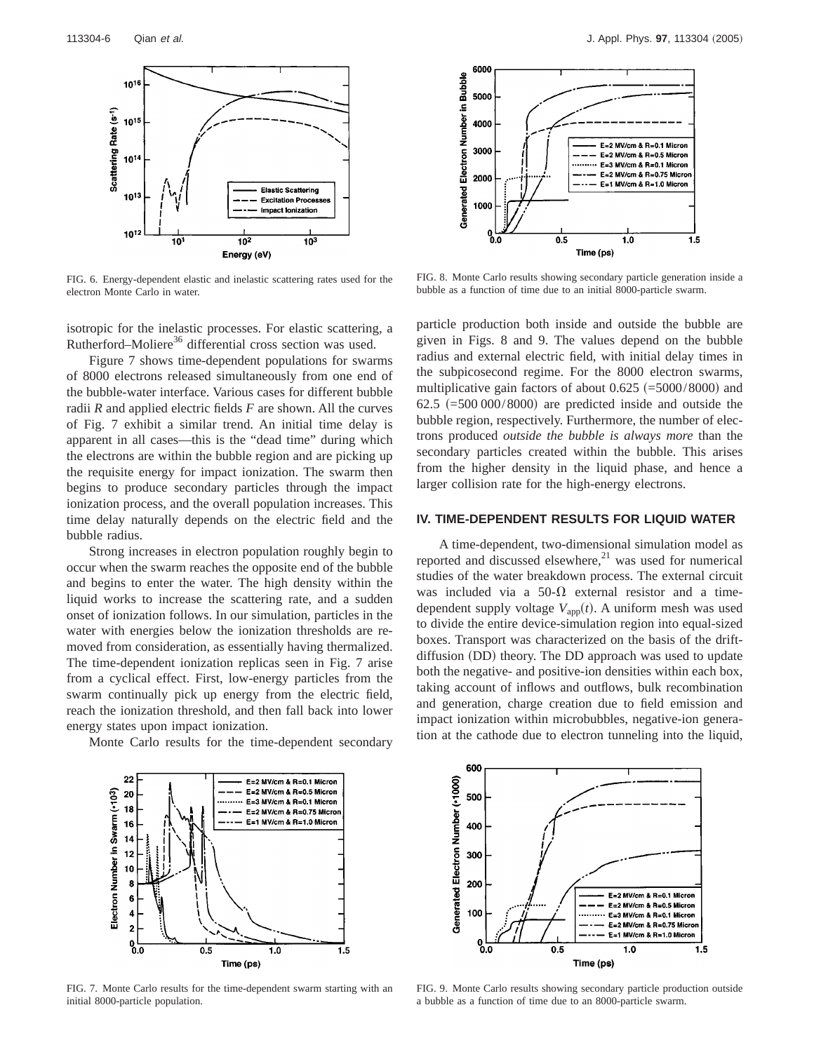FIG. 6. Energy-dependent elastic and inelastic scattering rates used for the electron Monte Carlo in water.

FIG. 8. Monte Carlo results showing secondary particle generation inside a bubble as a function of time due to an initial 8000-particle swarm.

isotropic for the inelastic processes. For elastic scattering, a Rutherford–Moliere[36] differential cross section was used.

Figure 7 shows time-dependent populations for swarms of 8000 electrons released simultaneously from one end of the bubble-water interface. Various cases for different bubble radii $R$ and applied electric fields $F$ are shown. All the curves of Fig. 7 exhibit a similar trend. An initial time delay is apparent in all cases—this is the "dead time" during which the electrons are within the bubble region and are picking up the requisite energy for impact ionization. The swarm then begins to produce secondary particles through the impact ionization process, and the overall population increases. This time delay naturally depends on the electric field and the bubble radius.

Strong increases in electron population roughly begin to occur when the swarm reaches the opposite end of the bubble and begins to enter the water. The high density within the liquid works to increase the scattering rate, and a sudden onset of ionization follows. In our simulation, particles in the water with energies below the ionization thresholds are removed from consideration, as essentially having thermalized. The time-dependent ionization replicas seen in Fig. 7 arise from a cyclical effect. First, low-energy particles from the swarm continually pick up energy from the electric field, reach the ionization threshold, and then fall back into lower energy states upon impact ionization.

Monte Carlo results for the time-dependent secondary particle production both inside and outside the bubble are given in Figs. 8 and 9. The values depend on the bubble radius and external electric field, with initial delay times in the subpicosecond regime. For the 8000 electron swarms, multiplicative gain factors of about 0.625 (=5000/8000) and 62.5 (=500 000/8000) are predicted inside and outside the bubble region, respectively. Furthermore, the number of electrons produced *outside the bubble is always more* than the secondary particles created within the bubble. This arises from the higher density in the liquid phase, and hence a larger collision rate for the high-energy electrons.

## IV. TIME-DEPENDENT RESULTS FOR LIQUID WATER

A time-dependent, two-dimensional simulation model as reported and discussed elsewhere,[21] was used for numerical studies of the water breakdown process. The external circuit was included via a 50-Ω external resistor and a time-dependent supply voltage $V_{\rm app}(t)$. A uniform mesh was used to divide the entire device-simulation region into equal-sized boxes. Transport was characterized on the basis of the drift-diffusion (DD) theory. The DD approach was used to update both the negative- and positive-ion densities within each box, taking account of inflows and outflows, bulk recombination and generation, charge creation due to field emission and impact ionization within microbubbles, negative-ion generation at the cathode due to electron tunneling into the liquid,

FIG. 7. Monte Carlo results for the time-dependent swarm starting with an initial 8000-particle population.

FIG. 9. Monte Carlo results showing secondary particle production outside a bubble as a function of time due to an 8000-particle swarm.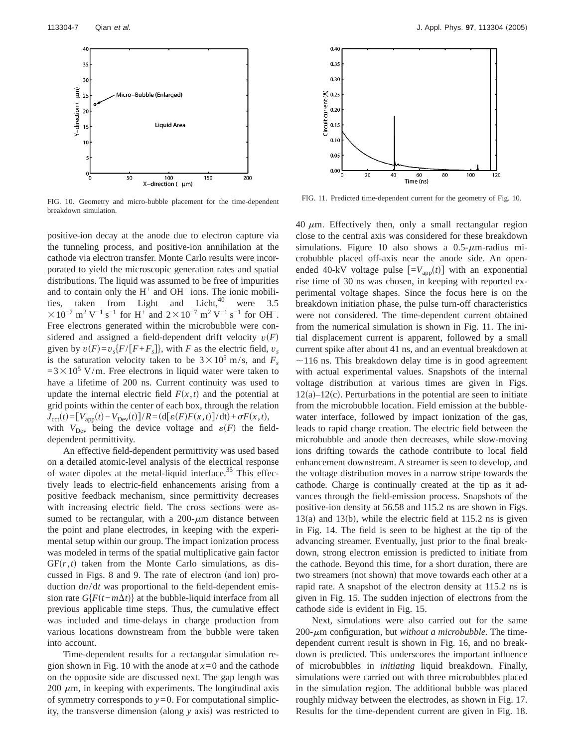FIG. 10. Geometry and micro-bubble placement for the time-dependent breakdown simulation.

FIG. 11. Predicted time-dependent current for the geometry of Fig. 10.

positive-ion decay at the anode due to electron capture via the tunneling process, and positive-ion annihilation at the cathode via electron transfer. Monte Carlo results were incorporated to yield the microscopic generation rates and spatial distributions. The liquid was assumed to be free of impurities and to contain only the $H^+$ and $OH^-$ ions. The ionic mobilities, taken from Light and Licht,[40] were $3.5 \times 10^{-7}$ $m^2 V^{-1} s^{-1}$ for $H^+$ and $2 \times 10^{-7}$ $m^2 V^{-1} s^{-1}$ for $OH^-$. Free electrons generated within the microbubble were considered and assigned a field-dependent drift velocity $v(F)$ given by $v(F) = v_s\{F/[F+F_s]\}$, with $F$ as the electric field, $v_s$ is the saturation velocity taken to be $3 \times 10^5$ m/s, and $F_s = 3 \times 10^5$ V/m. Free electrons in liquid water were taken to have a lifetime of 200 ns. Current continuity was used to update the internal electric field $F(x,t)$ and the potential at grid points within the center of each box, through the relation $J_{cct}(t) = [V_{app}(t) - V_{Dev}(t)]/R = (d[\varepsilon(F)F(x,t)]/dt) + \sigma F(x,t)$, with $V_{Dev}$ being the device voltage and $\varepsilon(F)$ the field-dependent permittivity.

An effective field-dependent permittivity was used based on a detailed atomic-level analysis of the electrical response of water dipoles at the metal-liquid interface.[35] This effectively leads to electric-field enhancements arising from a positive feedback mechanism, since permittivity decreases with increasing electric field. The cross sections were assumed to be rectangular, with a 200-$\mu$m distance between the point and plane electrodes, in keeping with the experimental setup within our group. The impact ionization process was modeled in terms of the spatial multiplicative gain factor $GF(r,t)$ taken from the Monte Carlo simulations, as discussed in Figs. 8 and 9. The rate of electron (and ion) production $dn/dt$ was proportional to the field-dependent emission rate $G\{F(t-m\Delta t)\}$ at the bubble-liquid interface from all previous applicable time steps. Thus, the cumulative effect was included and time-delays in charge production from various locations downstream from the bubble were taken into account.

Time-dependent results for a rectangular simulation region shown in Fig. 10 with the anode at $x=0$ and the cathode on the opposite side are discussed next. The gap length was 200 $\mu$m, in keeping with experiments. The longitudinal axis of symmetry corresponds to $y=0$. For computational simplicity, the transverse dimension (along $y$ axis) was restricted to 40 $\mu$m. Effectively then, only a small rectangular region close to the central axis was considered for these breakdown simulations. Figure 10 also shows a 0.5-$\mu$m-radius microbubble placed off-axis near the anode side. An open-ended 40-kV voltage pulse $[=V_{app}(t)]$ with an exponential rise time of 30 ns was chosen, in keeping with reported experimental voltage shapes. Since the focus here is on the breakdown initiation phase, the pulse turn-off characteristics were not considered. The time-dependent current obtained from the numerical simulation is shown in Fig. 11. The initial displacement current is apparent, followed by a small current spike after about 41 ns, and an eventual breakdown at ~116 ns. This breakdown delay time is in good agreement with actual experimental values. Snapshots of the internal voltage distribution at various times are given in Figs. 12(a)–12(c). Perturbations in the potential are seen to initiate from the microbubble location. Field emission at the bubble-water interface, followed by impact ionization of the gas, leads to rapid charge creation. The electric field between the microbubble and anode then decreases, while slow-moving ions drifting towards the cathode contribute to local field enhancement downstream. A streamer is seen to develop, and the voltage distribution moves in a narrow stripe towards the cathode. Charge is continually created at the tip as it advances through the field-emission process. Snapshots of the positive-ion density at 56.58 and 115.2 ns are shown in Figs. 13(a) and 13(b), while the electric field at 115.2 ns is given in Fig. 14. The field is seen to be highest at the tip of the advancing streamer. Eventually, just prior to the final breakdown, strong electron emission is predicted to initiate from the cathode. Beyond this time, for a short duration, there are two streamers (not shown) that move towards each other at a rapid rate. A snapshot of the electron density at 115.2 ns is given in Fig. 15. The sudden injection of electrons from the cathode side is evident in Fig. 15.

Next, simulations were also carried out for the same 200-$\mu$m configuration, but *without a microbubble*. The time-dependent current result is shown in Fig. 16, and no breakdown is predicted. This underscores the important influence of microbubbles in *initiating* liquid breakdown. Finally, simulations were carried out with three microbubbles placed in the simulation region. The additional bubble was placed roughly midway between the electrodes, as shown in Fig. 17. Results for the time-dependent current are given in Fig. 18.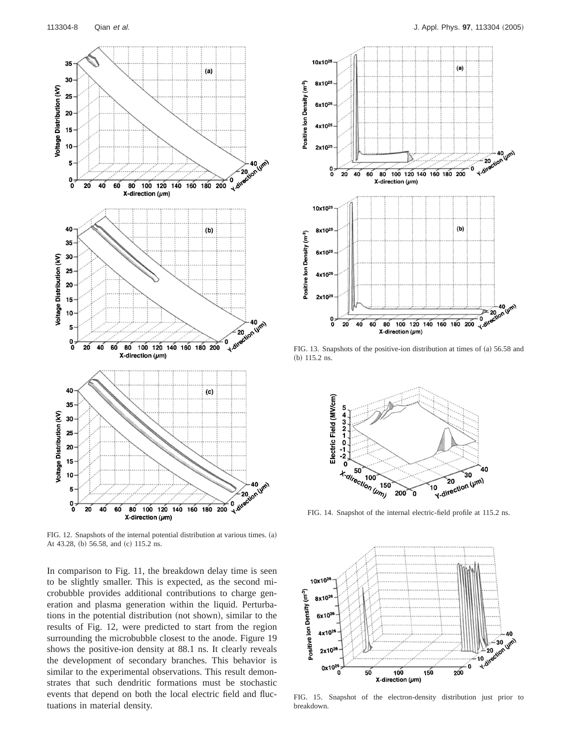FIG. 12. Snapshots of the internal potential distribution at various times. (a) At 43.28, (b) 56.58, and (c) 115.2 ns.

In comparison to Fig. 11, the breakdown delay time is seen to be slightly smaller. This is expected, as the second microbubble provides additional contributions to charge generation and plasma generation within the liquid. Perturbations in the potential distribution (not shown), similar to the results of Fig. 12, were predicted to start from the region surrounding the microbubble closest to the anode. Figure 19 shows the positive-ion density at 88.1 ns. It clearly reveals the development of secondary branches. This behavior is similar to the experimental observations. This result demonstrates that such dendritic formations must be stochastic events that depend on both the local electric field and fluctuations in material density.

FIG. 13. Snapshots of the positive-ion distribution at times of (a) 56.58 and (b) 115.2 ns.

FIG. 14. Snapshot of the internal electric-field profile at 115.2 ns.

FIG. 15. Snapshot of the electron-density distribution just prior to breakdown.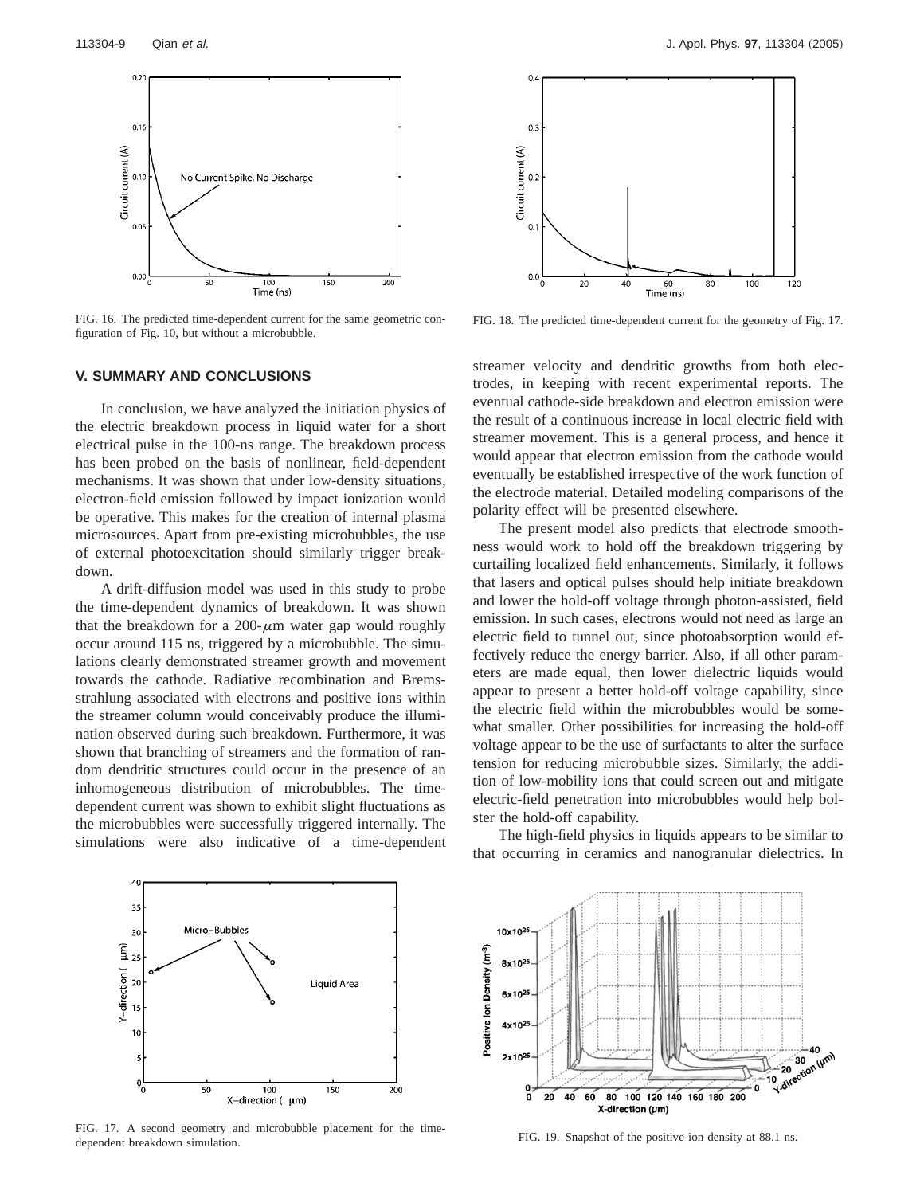FIG. 16. The predicted time-dependent current for the same geometric configuration of Fig. 10, but without a microbubble.

FIG. 18. The predicted time-dependent current for the geometry of Fig. 17.

## V. SUMMARY AND CONCLUSIONS

In conclusion, we have analyzed the initiation physics of the electric breakdown process in liquid water for a short electrical pulse in the 100-ns range. The breakdown process has been probed on the basis of nonlinear, field-dependent mechanisms. It was shown that under low-density situations, electron-field emission followed by impact ionization would be operative. This makes for the creation of internal plasma microsources. Apart from pre-existing microbubbles, the use of external photoexcitation should similarly trigger breakdown.

A drift-diffusion model was used in this study to probe the time-dependent dynamics of breakdown. It was shown that the breakdown for a 200-$\mu$m water gap would roughly occur around 115 ns, triggered by a microbubble. The simulations clearly demonstrated streamer growth and movement towards the cathode. Radiative recombination and Bremsstrahlung associated with electrons and positive ions within the streamer column would conceivably produce the illumination observed during such breakdown. Furthermore, it was shown that branching of streamers and the formation of random dendritic structures could occur in the presence of an inhomogeneous distribution of microbubbles. The time-dependent current was shown to exhibit slight fluctuations as the microbubbles were successfully triggered internally. The simulations were also indicative of a time-dependent streamer velocity and dendritic growths from both electrodes, in keeping with recent experimental reports. The eventual cathode-side breakdown and electron emission were the result of a continuous increase in local electric field with streamer movement. This is a general process, and hence it would appear that electron emission from the cathode would eventually be established irrespective of the work function of the electrode material. Detailed modeling comparisons of the polarity effect will be presented elsewhere.

The present model also predicts that electrode smoothness would work to hold off the breakdown triggering by curtailing localized field enhancements. Similarly, it follows that lasers and optical pulses should help initiate breakdown and lower the hold-off voltage through photon-assisted, field emission. In such cases, electrons would not need as large an electric field to tunnel out, since photoabsorption would effectively reduce the energy barrier. Also, if all other parameters are made equal, then lower dielectric liquids would appear to present a better hold-off voltage capability, since the electric field within the microbubbles would be somewhat smaller. Other possibilities for increasing the hold-off voltage appear to be the use of surfactants to alter the surface tension for reducing microbubble sizes. Similarly, the addition of low-mobility ions that could screen out and mitigate electric-field penetration into microbubbles would help bolster the hold-off capability.

The high-field physics in liquids appears to be similar to that occurring in ceramics and nanogranular dielectrics. In

FIG. 17. A second geometry and microbubble placement for the time-dependent breakdown simulation.

FIG. 19. Snapshot of the positive-ion density at 88.1 ns.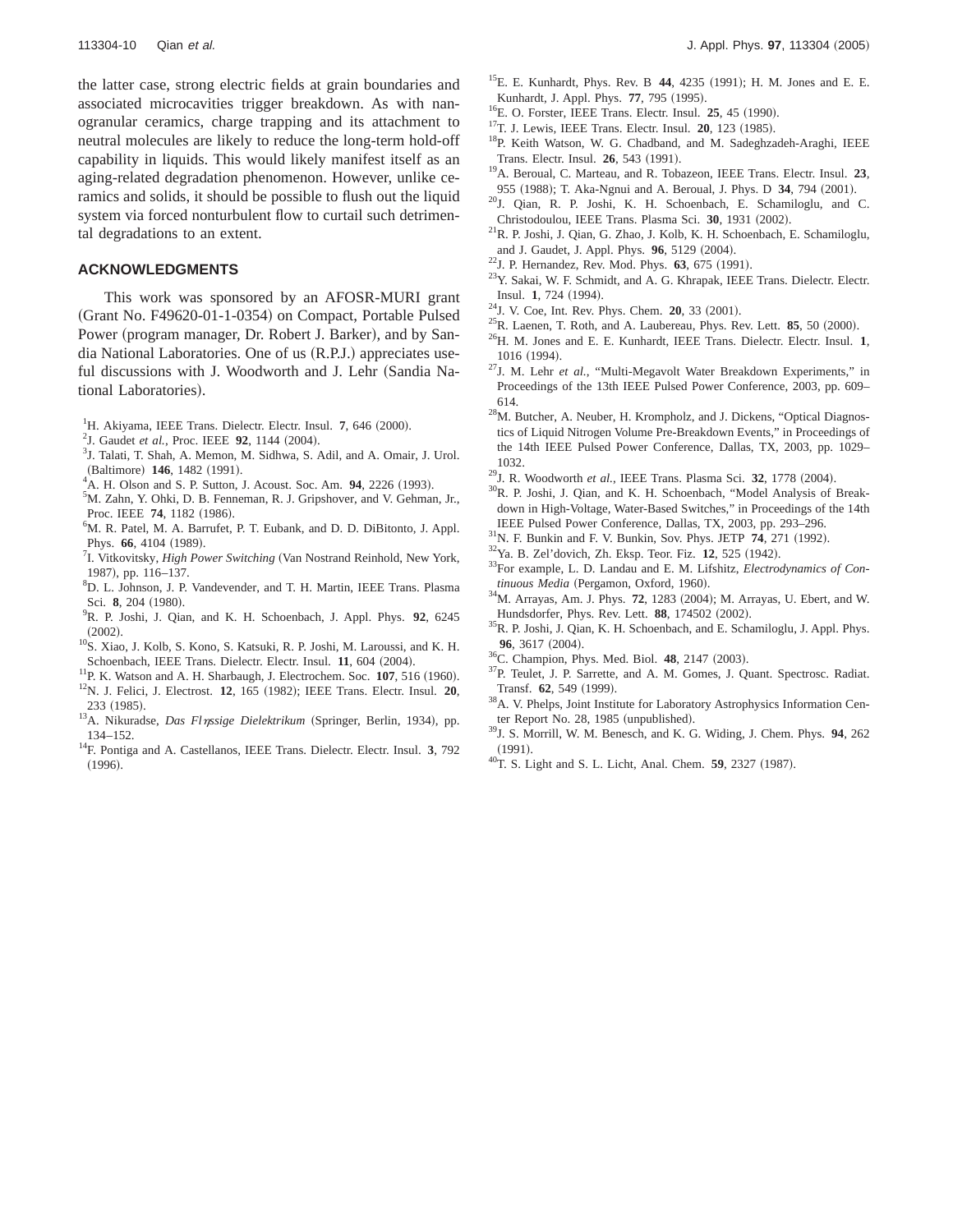the latter case, strong electric fields at grain boundaries and associated microcavities trigger breakdown. As with nanogranular ceramics, charge trapping and its attachment to neutral molecules are likely to reduce the long-term hold-off capability in liquids. This would likely manifest itself as an aging-related degradation phenomenon. However, unlike ceramics and solids, it should be possible to flush out the liquid system via forced nonturbulent flow to curtail such detrimental degradations to an extent.

## ACKNOWLEDGMENTS

This work was sponsored by an AFOSR-MURI grant (Grant No. F49620-01-1-0354) on Compact, Portable Pulsed Power (program manager, Dr. Robert J. Barker), and by Sandia National Laboratories. One of us (R.P.J.) appreciates useful discussions with J. Woodworth and J. Lehr (Sandia National Laboratories).

[1] H. Akiyama, IEEE Trans. Dielectr. Electr. Insul. **7**, 646 (2000).
[2] J. Gaudet *et al.*, Proc. IEEE **92**, 1144 (2004).
[3] J. Talati, T. Shah, A. Memon, M. Sidhwa, S. Adil, and A. Omair, J. Urol. (Baltimore) **146**, 1482 (1991).
[4] A. H. Olson and S. P. Sutton, J. Acoust. Soc. Am. **94**, 2226 (1993).
[5] M. Zahn, Y. Ohki, D. B. Fenneman, R. J. Gripshover, and V. Gehman, Jr., Proc. IEEE **74**, 1182 (1986).
[6] M. R. Patel, M. A. Barrufet, P. T. Eubank, and D. D. DiBitonto, J. Appl. Phys. **66**, 4104 (1989).
[7] I. Vitkovitsky, *High Power Switching* (Van Nostrand Reinhold, New York, 1987), pp. 116–137.
[8] D. L. Johnson, J. P. Vandevender, and T. H. Martin, IEEE Trans. Plasma Sci. **8**, 204 (1980).
[9] R. P. Joshi, J. Qian, and K. H. Schoenbach, J. Appl. Phys. **92**, 6245 (2002).
[10] S. Xiao, J. Kolb, S. Kono, S. Katsuki, R. P. Joshi, M. Laroussi, and K. H. Schoenbach, IEEE Trans. Dielectr. Electr. Insul. **11**, 604 (2004).
[11] P. K. Watson and A. H. Sharbaugh, J. Electrochem. Soc. **107**, 516 (1960).
[12] N. J. Felici, J. Electrost. **12**, 165 (1982); IEEE Trans. Electr. Insul. **20**, 233 (1985).
[13] A. Nikuradse, *Das Flγssige Dielektrikum* (Springer, Berlin, 1934), pp. 134–152.
[14] F. Pontiga and A. Castellanos, IEEE Trans. Dielectr. Electr. Insul. **3**, 792 (1996).
[15] E. E. Kunhardt, Phys. Rev. B **44**, 4235 (1991); H. M. Jones and E. E. Kunhardt, J. Appl. Phys. **77**, 795 (1995).
[16] E. O. Forster, IEEE Trans. Electr. Insul. **25**, 45 (1990).
[17] T. J. Lewis, IEEE Trans. Electr. Insul. **20**, 123 (1985).
[18] P. Keith Watson, W. G. Chadband, and M. Sadeghzadeh-Araghi, IEEE Trans. Electr. Insul. **26**, 543 (1991).
[19] A. Beroual, C. Marteau, and R. Tobazeon, IEEE Trans. Electr. Insul. **23**, 955 (1988); T. Aka-Ngnui and A. Beroual, J. Phys. D **34**, 794 (2001).
[20] J. Qian, R. P. Joshi, K. H. Schoenbach, E. Schamiloglu, and C. Christodoulou, IEEE Trans. Plasma Sci. **30**, 1931 (2002).
[21] R. P. Joshi, J. Qian, G. Zhao, J. Kolb, K. H. Schoenbach, E. Schamiloglu, and J. Gaudet, J. Appl. Phys. **96**, 5129 (2004).
[22] J. P. Hernandez, Rev. Mod. Phys. **63**, 675 (1991).
[23] Y. Sakai, W. F. Schmidt, and A. G. Khrapak, IEEE Trans. Dielectr. Electr. Insul. **1**, 724 (1994).
[24] J. V. Coe, Int. Rev. Phys. Chem. **20**, 33 (2001).
[25] R. Laenen, T. Roth, and A. Laubereau, Phys. Rev. Lett. **85**, 50 (2000).
[26] H. M. Jones and E. E. Kunhardt, IEEE Trans. Dielectr. Electr. Insul. **1**, 1016 (1994).
[27] J. M. Lehr *et al.*, "Multi-Megavolt Water Breakdown Experiments," in Proceedings of the 13th IEEE Pulsed Power Conference, 2003, pp. 609–614.
[28] M. Butcher, A. Neuber, H. Krompholz, and J. Dickens, "Optical Diagnostics of Liquid Nitrogen Volume Pre-Breakdown Events," in Proceedings of the 14th IEEE Pulsed Power Conference, Dallas, TX, 2003, pp. 1029–1032.
[29] J. R. Woodworth *et al.*, IEEE Trans. Plasma Sci. **32**, 1778 (2004).
[30] R. P. Joshi, J. Qian, and K. H. Schoenbach, "Model Analysis of Breakdown in High-Voltage, Water-Based Switches," in Proceedings of the 14th IEEE Pulsed Power Conference, Dallas, TX, 2003, pp. 293–296.
[31] N. F. Bunkin and F. V. Bunkin, Sov. Phys. JETP **74**, 271 (1992).
[32] Ya. B. Zel'dovich, Zh. Eksp. Teor. Fiz. **12**, 525 (1942).
[33] For example, L. D. Landau and E. M. Lifshitz, *Electrodynamics of Continuous Media* (Pergamon, Oxford, 1960).
[34] M. Arrayas, Am. J. Phys. **72**, 1283 (2004); M. Arrayas, U. Ebert, and W. Hundsdorfer, Phys. Rev. Lett. **88**, 174502 (2002).
[35] R. P. Joshi, J. Qian, K. H. Schoenbach, and E. Schamiloglu, J. Appl. Phys. **96**, 3617 (2004).
[36] C. Champion, Phys. Med. Biol. **48**, 2147 (2003).
[37] P. Teulet, J. P. Sarrette, and A. M. Gomes, J. Quant. Spectrosc. Radiat. Transf. **62**, 549 (1999).
[38] A. V. Phelps, Joint Institute for Laboratory Astrophysics Information Center Report No. 28, 1985 (unpublished).
[39] J. S. Morrill, W. M. Benesch, and K. G. Widing, J. Chem. Phys. **94**, 262 (1991).
[40] T. S. Light and S. L. Licht, Anal. Chem. **59**, 2327 (1987).